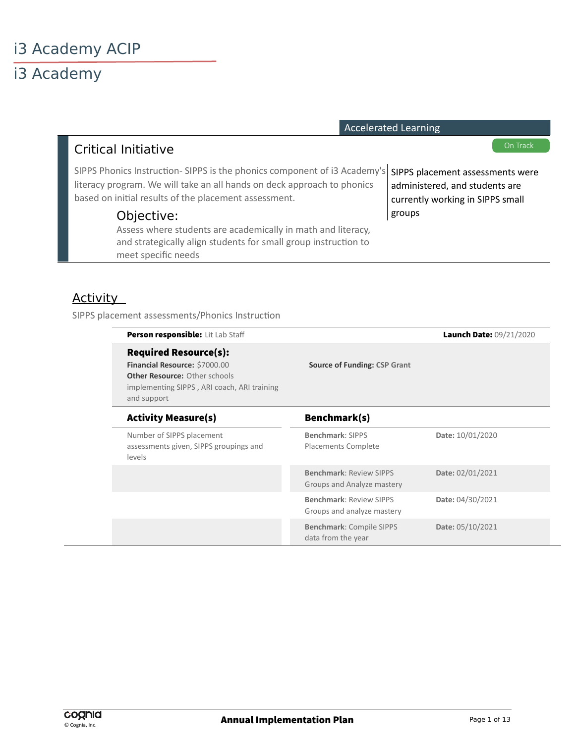# i3 Academy ACIP

## i3 Academy

**Accelerated Learning**

### Critical Initiative

On Track

SIPPS Phonics Instruction- SIPPS is the phonics component of i3 Academy's literacy program. We will take an all hands on deck approach to phonics based on initial results of the placement assessment.

SIPPS placement assessments were administered, and students are currently working in SIPPS small groups

#### Objective:

Assess where students are academically in math and literacy, and strategically align students for small group instruction to meet specific needs

### Activity

SIPPS placement assessments/Phonics Instruction

**Person responsible:** Lit Lab Staff

**Launch Date:** 09/21/2020

**Required Resource(s):**

**Financial Resource:** $7000.00

**Other Resource:** Other schools implementing SIPPS , ARI coach, ARI training and support

**Source of Funding:** CSP Grant

| Activity Measure(s) | Benchmark(s) | |
|---|---|---|
| Number of SIPPS placement assessments given, SIPPS groupings and levels | **Benchmark**: SIPPS Placements Complete | **Date:** 10/01/2020 |
| | **Benchmark**: Review SIPPS Groups and Analyze mastery | **Date:** 02/01/2021 |
| | **Benchmark**: Review SIPPS Groups and analyze mastery | **Date:** 04/30/2021 |
| | **Benchmark**: Compile SIPPS data from the year | **Date:** 05/10/2021 |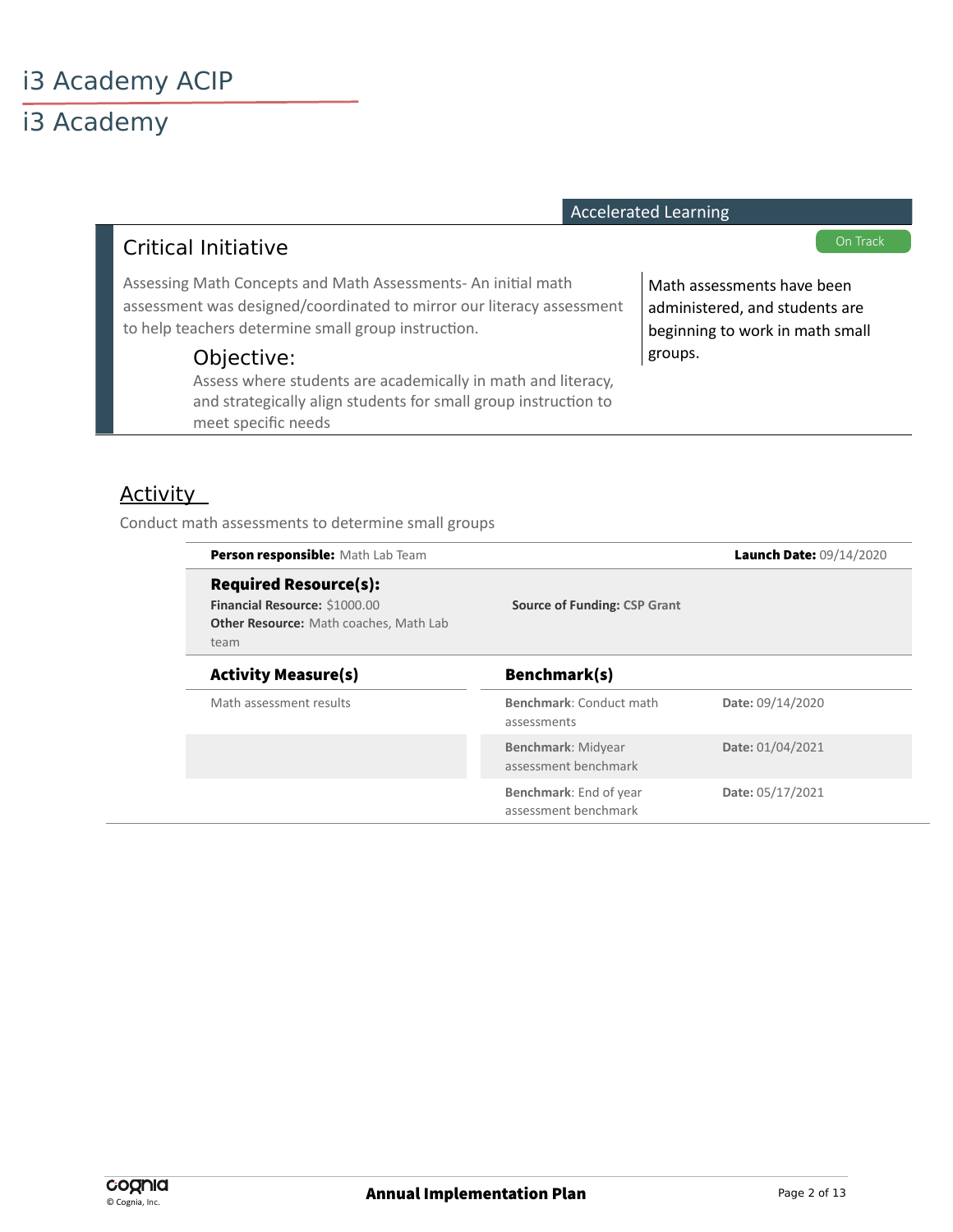# i3 Academy ACIP

## i3 Academy

**Accelerated Learning**

### Critical Initiative

On Track

Assessing Math Concepts and Math Assessments- An initial math assessment was designed/coordinated to mirror our literacy assessment to help teachers determine small group instruction.

#### Objective:

Assess where students are academically in math and literacy, and strategically align students for small group instruction to meet specific needs

Math assessments have been administered, and students are beginning to work in math small groups.

### Activity

Conduct math assessments to determine small groups

**Person responsible:** Math Lab Team

**Launch Date:** 09/14/2020

**Required Resource(s):**

**Financial Resource:** $1000.00

**Other Resource:** Math coaches, Math Lab team

**Source of Funding:** CSP Grant

| Activity Measure(s) | Benchmark(s) | Date |
| --- | --- | --- |
| Math assessment results | **Benchmark**: Conduct math assessments | **Date:** 09/14/2020 |
| | **Benchmark**: Midyear assessment benchmark | **Date:** 01/04/2021 |
| | **Benchmark**: End of year assessment benchmark | **Date:** 05/17/2021 |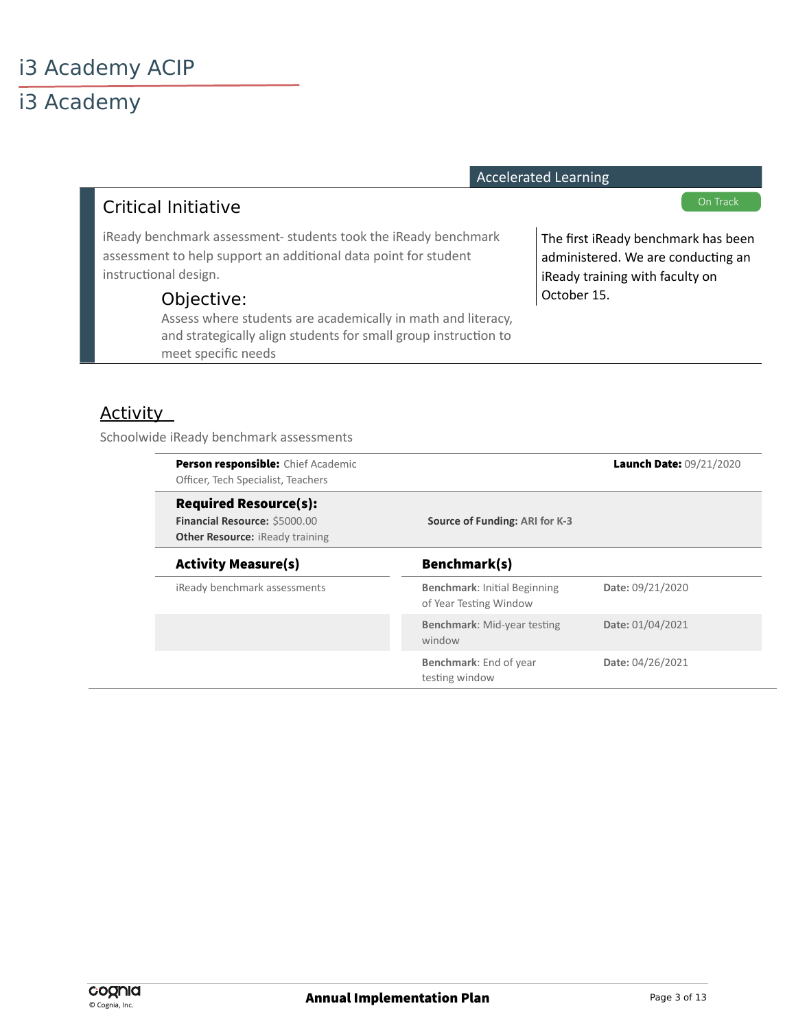# i3 Academy ACIP

## i3 Academy

Accelerated Learning

### Critical Initiative

On Track

iReady benchmark assessment- students took the iReady benchmark assessment to help support an additional data point for student instructional design.

#### Objective:

Assess where students are academically in math and literacy, and strategically align students for small group instruction to meet specific needs

The first iReady benchmark has been administered. We are conducting an iReady training with faculty on October 15.

### Activity

Schoolwide iReady benchmark assessments

**Person responsible:** Chief Academic Officer, Tech Specialist, Teachers

**Launch Date:** 09/21/2020

**Required Resource(s):**

**Financial Resource:** $5000.00

**Source of Funding:** ARI for K-3

**Other Resource:** iReady training

| Activity Measure(s) | Benchmark(s) | |
|---|---|---|
| iReady benchmark assessments | **Benchmark**: Initial Beginning of Year Testing Window | **Date:** 09/21/2020 |
| | **Benchmark**: Mid-year testing window | **Date:** 01/04/2021 |
| | **Benchmark**: End of year testing window | **Date:** 04/26/2021 |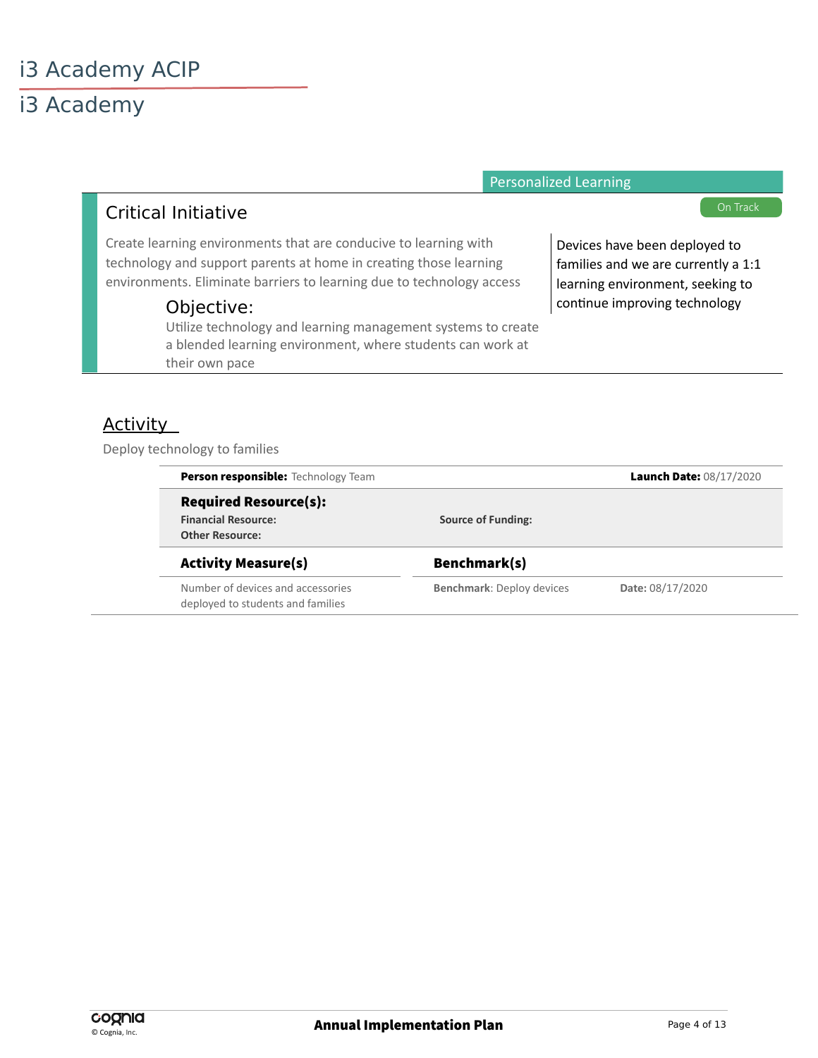# i3 Academy ACIP

## i3 Academy

Personalized Learning

## Critical Initiative

On Track

Create learning environments that are conducive to learning with technology and support parents at home in creating those learning environments. Eliminate barriers to learning due to technology access

### Objective:

Utilize technology and learning management systems to create a blended learning environment, where students can work at their own pace

Devices have been deployed to families and we are currently a 1:1 learning environment, seeking to continue improving technology

## Activity

Deploy technology to families

**Person responsible:** Technology Team

**Launch Date:** 08/17/2020

**Required Resource(s):**

**Financial Resource:**

**Source of Funding:**

**Other Resource:**

| **Activity Measure(s)** | **Benchmark(s)** | |
|---|---|---|
| Number of devices and accessories deployed to students and families | **Benchmark**: Deploy devices | **Date:** 08/17/2020 |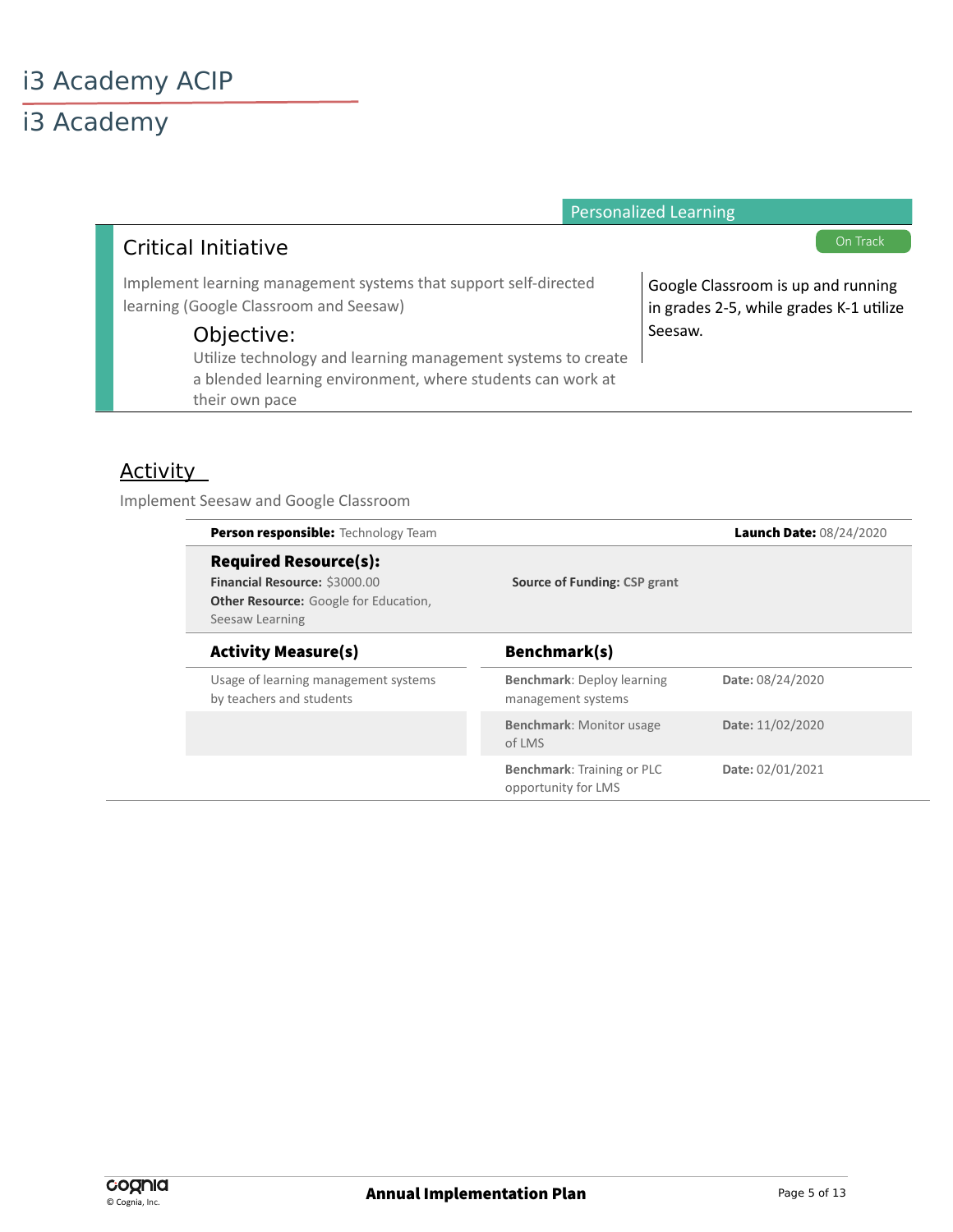# i3 Academy ACIP

## i3 Academy

**Personalized Learning**

### Critical Initiative

On Track

Implement learning management systems that support self-directed learning (Google Classroom and Seesaw)

**Objective:**

Utilize technology and learning management systems to create a blended learning environment, where students can work at their own pace

Google Classroom is up and running in grades 2-5, while grades K-1 utilize Seesaw.

### Activity

Implement Seesaw and Google Classroom

**Person responsible:** Technology Team

**Launch Date:** 08/24/2020

**Required Resource(s):**

**Financial Resource:** $3000.00

**Other Resource:** Google for Education, Seesaw Learning

**Source of Funding:** CSP grant

| Activity Measure(s) | Benchmark(s) | |
|---|---|---|
| Usage of learning management systems by teachers and students | **Benchmark**: Deploy learning management systems | **Date:** 08/24/2020 |
| | **Benchmark**: Monitor usage of LMS | **Date:** 11/02/2020 |
| | **Benchmark**: Training or PLC opportunity for LMS | **Date:** 02/01/2021 |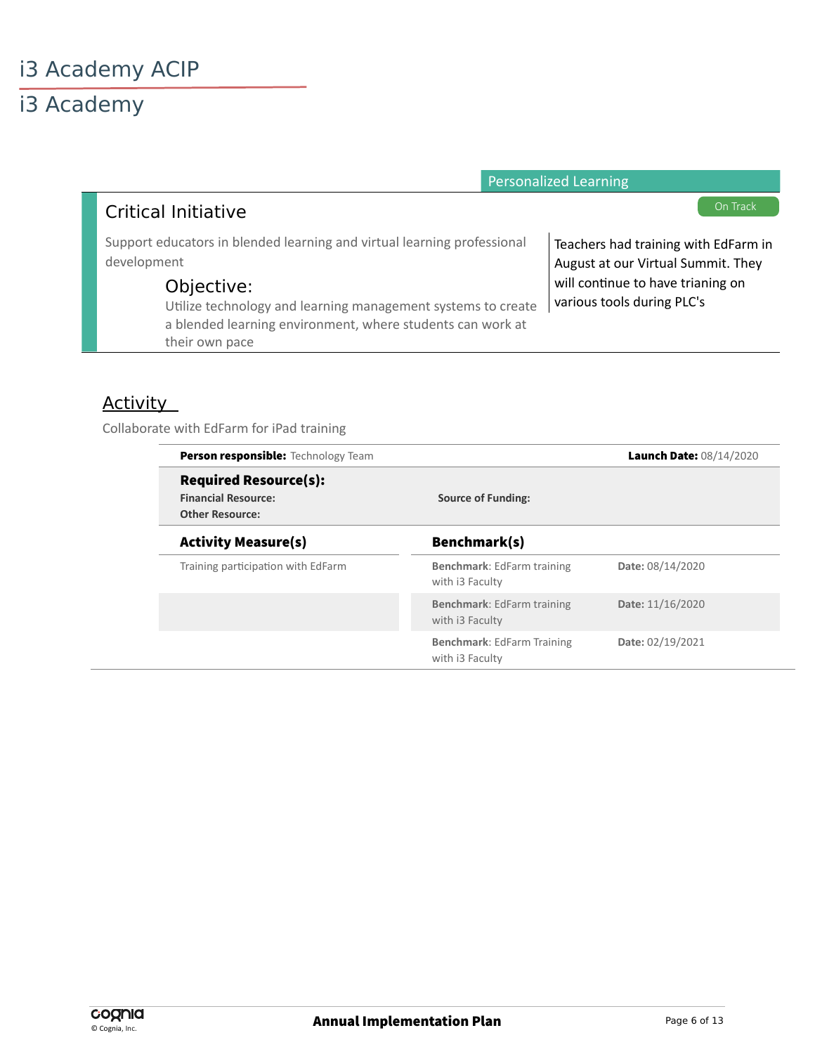# i3 Academy ACIP

## i3 Academy

Personalized Learning

## Critical Initiative

On Track

Support educators in blended learning and virtual learning professional development

### Objective:

Utilize technology and learning management systems to create a blended learning environment, where students can work at their own pace

Teachers had training with EdFarm in August at our Virtual Summit. They will continue to have trianing on various tools during PLC's

## Activity

Collaborate with EdFarm for iPad training

**Person responsible:** Technology Team

**Launch Date:** 08/14/2020

**Required Resource(s):**

**Financial Resource:**

**Source of Funding:**

**Other Resource:**

| Activity Measure(s) | Benchmark(s) | |
| --- | --- | --- |
| Training participation with EdFarm | **Benchmark**: EdFarm training with i3 Faculty | **Date:** 08/14/2020 |
| | **Benchmark**: EdFarm training with i3 Faculty | **Date:** 11/16/2020 |
| | **Benchmark**: EdFarm Training with i3 Faculty | **Date:** 02/19/2021 |

**Annual Implementation Plan**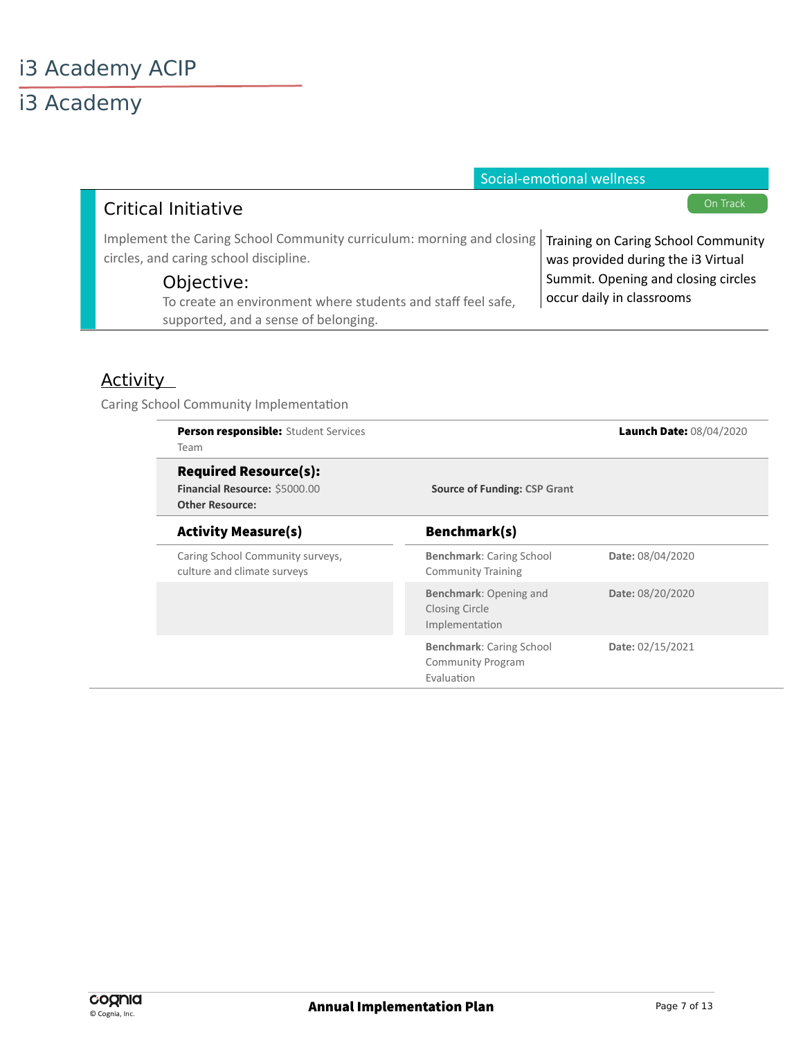# i3 Academy ACIP

# i3 Academy

Social-emotional wellness

## Critical Initiative

On Track

Implement the Caring School Community curriculum: morning and closing circles, and caring school discipline.

### Objective:

To create an environment where students and staff feel safe, supported, and a sense of belonging.

Training on Caring School Community was provided during the i3 Virtual Summit. Opening and closing circles occur daily in classrooms

## Activity

Caring School Community Implementation

**Person responsible:** Student Services Team

**Launch Date:** 08/04/2020

**Required Resource(s):**

**Financial Resource:** $5000.00

**Source of Funding:** CSP Grant

**Other Resource:**

| Activity Measure(s) | Benchmark(s) | |
|---|---|---|
| Caring School Community surveys, culture and climate surveys | **Benchmark**: Caring School Community Training | **Date:** 08/04/2020 |
| | **Benchmark**: Opening and Closing Circle Implementation | **Date:** 08/20/2020 |
| | **Benchmark**: Caring School Community Program Evaluation | **Date:** 02/15/2021 |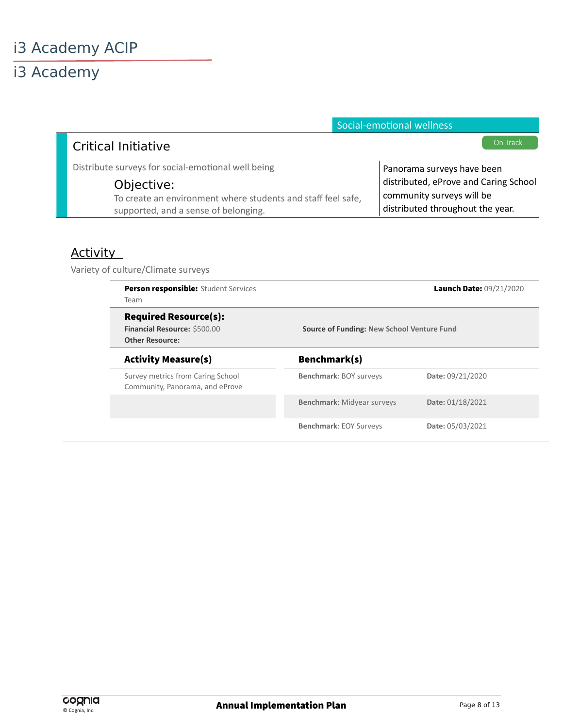# i3 Academy ACIP

## i3 Academy

Social-emotional wellness

## Critical Initiative

On Track

Distribute surveys for social-emotional well being

### Objective:

To create an environment where students and staff feel safe, supported, and a sense of belonging.

Panorama surveys have been distributed, eProve and Caring School community surveys will be distributed throughout the year.

## Activity

Variety of culture/Climate surveys

**Person responsible:** Student Services Team

**Launch Date:** 09/21/2020

**Required Resource(s):**

**Financial Resource:** $500.00

**Source of Funding:** New School Venture Fund

**Other Resource:**

| Activity Measure(s) | Benchmark(s) | |
|---|---|---|
| Survey metrics from Caring School Community, Panorama, and eProve | **Benchmark**: BOY surveys | **Date:** 09/21/2020 |
| | **Benchmark**: Midyear surveys | **Date:** 01/18/2021 |
| | **Benchmark**: EOY Surveys | **Date:** 05/03/2021 |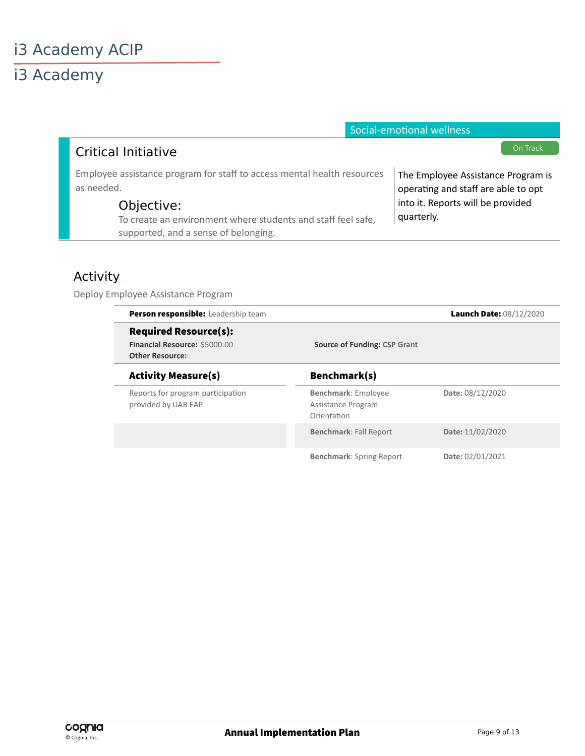# i3 Academy ACIP

# i3 Academy

Social-emotional wellness

## Critical Initiative

On Track

Employee assistance program for staff to access mental health resources as needed.

### Objective:

To create an environment where students and staff feel safe, supported, and a sense of belonging.

The Employee Assistance Program is operating and staff are able to opt into it. Reports will be provided quarterly.

## Activity

Deploy Employee Assistance Program

**Person responsible:** Leadership team

**Launch Date:** 08/12/2020

**Required Resource(s):**

**Financial Resource:** $5000.00

**Source of Funding:** CSP Grant

**Other Resource:**

| Activity Measure(s) | Benchmark(s) | |
|---|---|---|
| Reports for program participation provided by UAB EAP | **Benchmark**: Employee Assistance Program Orientation | **Date:** 08/12/2020 |
| | **Benchmark**: Fall Report | **Date:** 11/02/2020 |
| | **Benchmark**: Spring Report | **Date:** 02/01/2021 |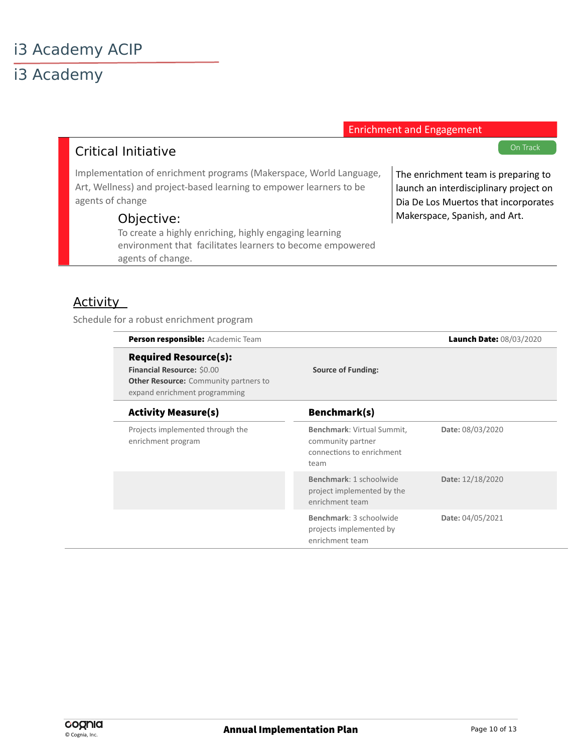# i3 Academy ACIP

## i3 Academy

Enrichment and Engagement

## Critical Initiative

On Track

Implementation of enrichment programs (Makerspace, World Language, Art, Wellness) and project-based learning to empower learners to be agents of change

### Objective:

To create a highly enriching, highly engaging learning environment that facilitates learners to become empowered agents of change.

The enrichment team is preparing to launch an interdisciplinary project on Dia De Los Muertos that incorporates Makerspace, Spanish, and Art.

## Activity

Schedule for a robust enrichment program

**Person responsible:** Academic Team

**Launch Date:** 08/03/2020

**Required Resource(s):**

**Financial Resource:** $0.00

**Other Resource:** Community partners to expand enrichment programming

**Source of Funding:**

| Activity Measure(s) | Benchmark(s) | Date |
| --- | --- | --- |
| Projects implemented through the enrichment program | **Benchmark**: Virtual Summit, community partner connections to enrichment team | **Date:** 08/03/2020 |
| | **Benchmark**: 1 schoolwide project implemented by the enrichment team | **Date:** 12/18/2020 |
| | **Benchmark**: 3 schoolwide projects implemented by enrichment team | **Date:** 04/05/2021 |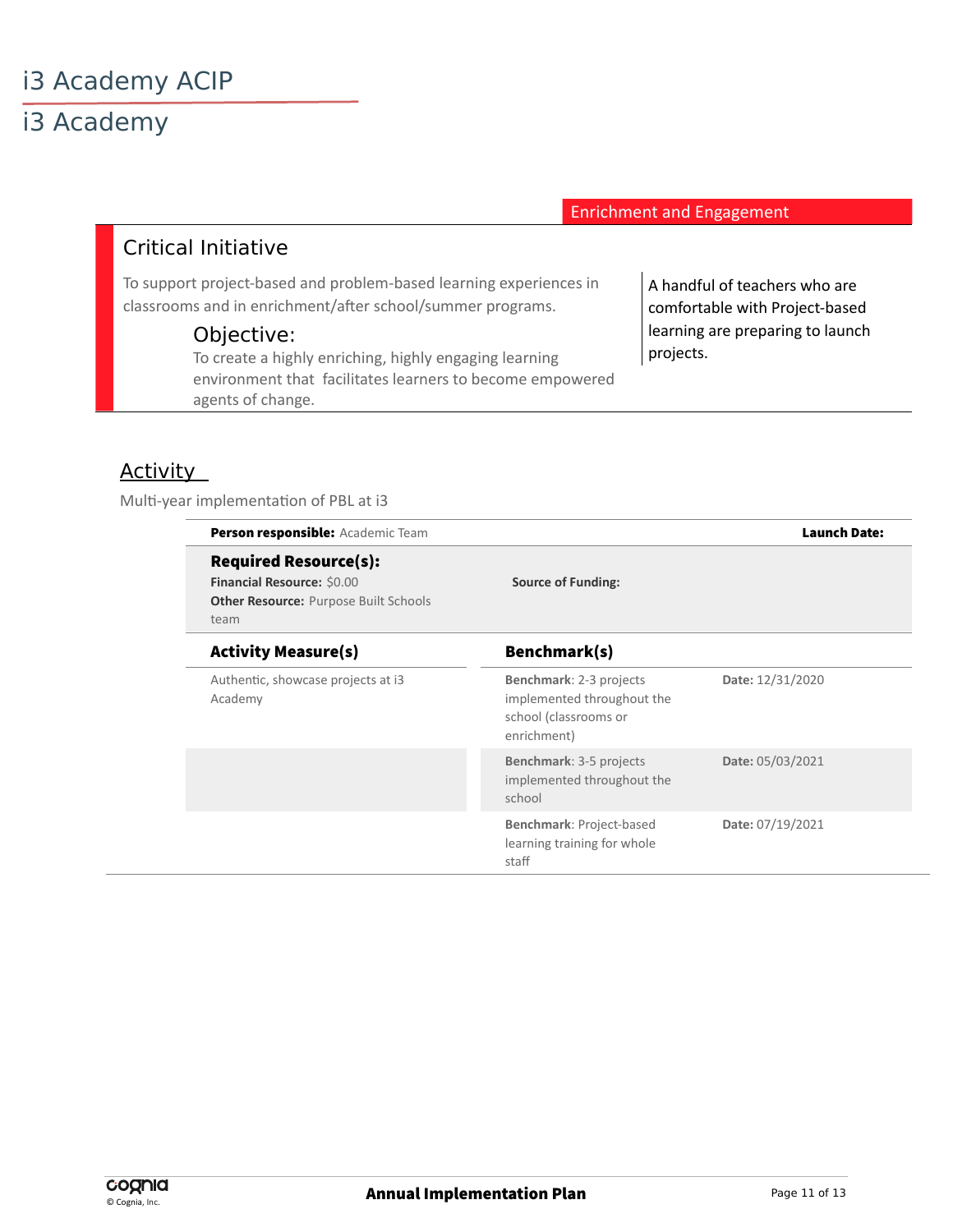# i3 Academy ACIP

## i3 Academy

Enrichment and Engagement

### Critical Initiative

To support project-based and problem-based learning experiences in classrooms and in enrichment/after school/summer programs.

A handful of teachers who are comfortable with Project-based learning are preparing to launch projects.

#### Objective:

To create a highly enriching, highly engaging learning environment that facilitates learners to become empowered agents of change.

### Activity

Multi-year implementation of PBL at i3

**Person responsible:** Academic Team

**Launch Date:**

**Required Resource(s):**

**Financial Resource:** $0.00

**Other Resource:** Purpose Built Schools team

**Source of Funding:**

| Activity Measure(s) | Benchmark(s) | Date |
|---|---|---|
| Authentic, showcase projects at i3 Academy | **Benchmark**: 2-3 projects implemented throughout the school (classrooms or enrichment) | **Date:** 12/31/2020 |
| | **Benchmark**: 3-5 projects implemented throughout the school | **Date:** 05/03/2021 |
| | **Benchmark**: Project-based learning training for whole staff | **Date:** 07/19/2021 |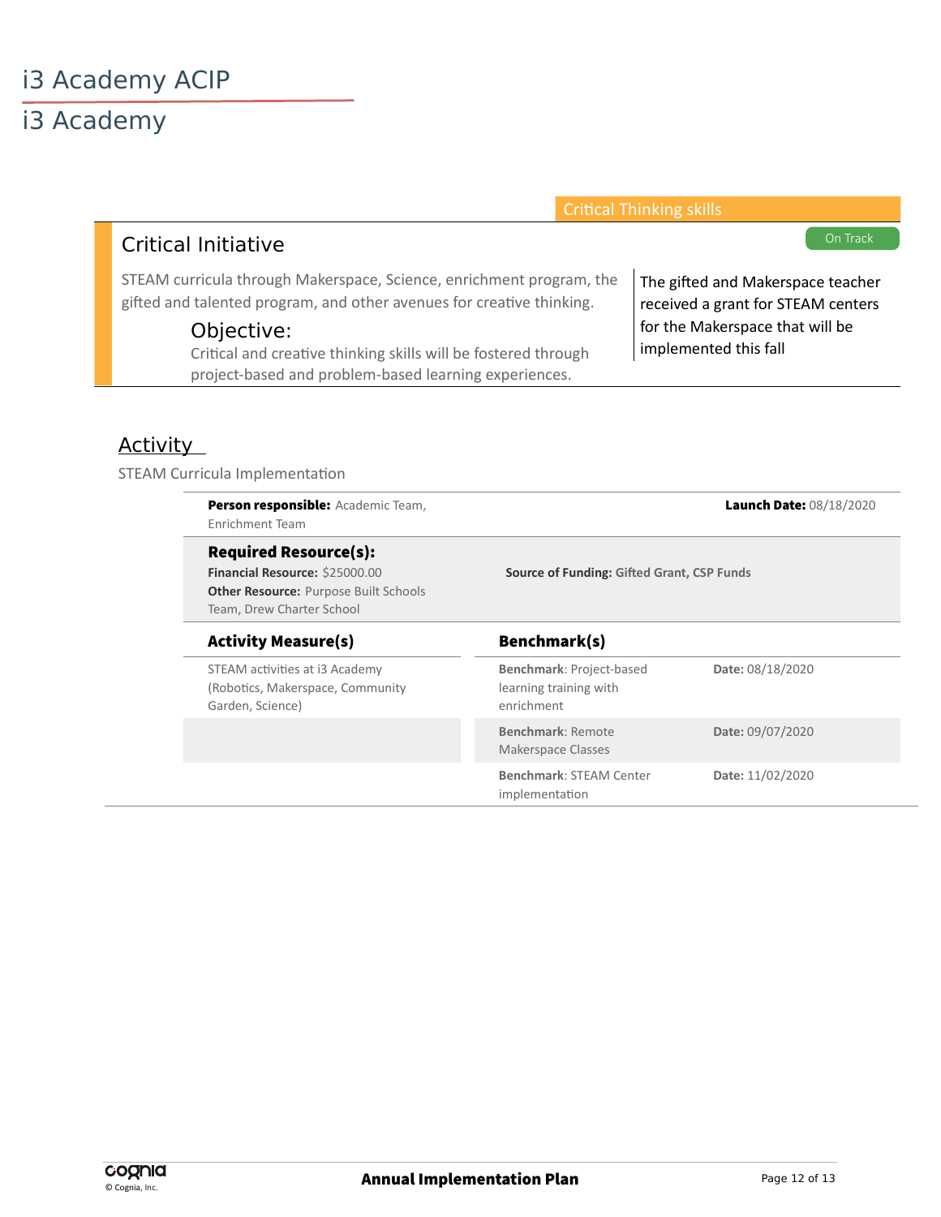# i3 Academy ACIP

## i3 Academy

Critical Thinking skills

### Critical Initiative

On Track

STEAM curricula through Makerspace, Science, enrichment program, the gifted and talented program, and other avenues for creative thinking.

#### Objective:

Critical and creative thinking skills will be fostered through project-based and problem-based learning experiences.

The gifted and Makerspace teacher received a grant for STEAM centers for the Makerspace that will be implemented this fall

### Activity

STEAM Curricula Implementation

**Person responsible:** Academic Team, Enrichment Team

**Launch Date:** 08/18/2020

**Required Resource(s):**

**Financial Resource:** $25000.00

**Other Resource:** Purpose Built Schools Team, Drew Charter School

**Source of Funding:** Gifted Grant, CSP Funds

| Activity Measure(s) | Benchmark(s) | |
|---|---|---|
| STEAM activities at i3 Academy (Robotics, Makerspace, Community Garden, Science) | **Benchmark**: Project-based learning training with enrichment | **Date:** 08/18/2020 |
| | **Benchmark**: Remote Makerspace Classes | **Date:** 09/07/2020 |
| | **Benchmark**: STEAM Center implementation | **Date:** 11/02/2020 |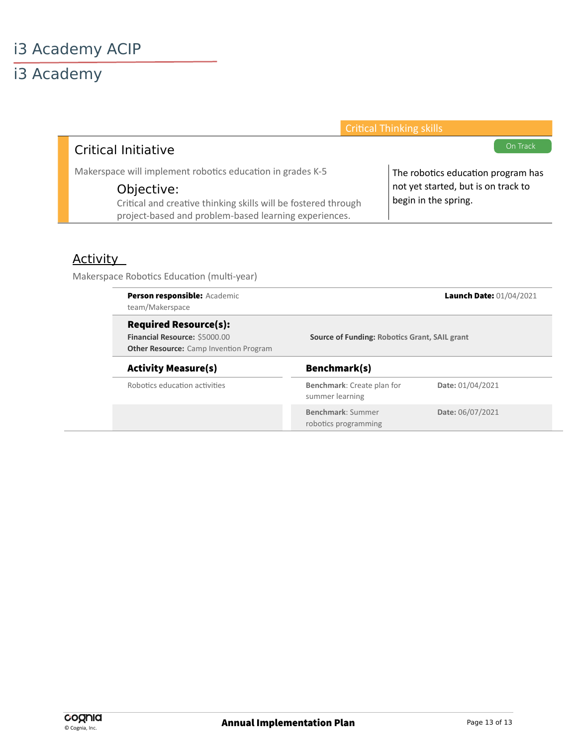# i3 Academy ACIP

## i3 Academy

Critical Thinking skills

### Critical Initiative

On Track

Makerspace will implement robotics education in grades K-5

#### Objective:

Critical and creative thinking skills will be fostered through project-based and problem-based learning experiences.

The robotics education program has not yet started, but is on track to begin in the spring.

### Activity

Makerspace Robotics Education (multi-year)

**Person responsible:** Academic team/Makerspace

**Launch Date:** 01/04/2021

**Required Resource(s):**

**Financial Resource:** $5000.00

**Other Resource:** Camp Invention Program

**Source of Funding:** Robotics Grant, SAIL grant

| Activity Measure(s) | Benchmark(s) | |
|---|---|---|
| Robotics education activities | **Benchmark**: Create plan for summer learning | **Date:** 01/04/2021 |
| | **Benchmark**: Summer robotics programming | **Date:** 06/07/2021 |